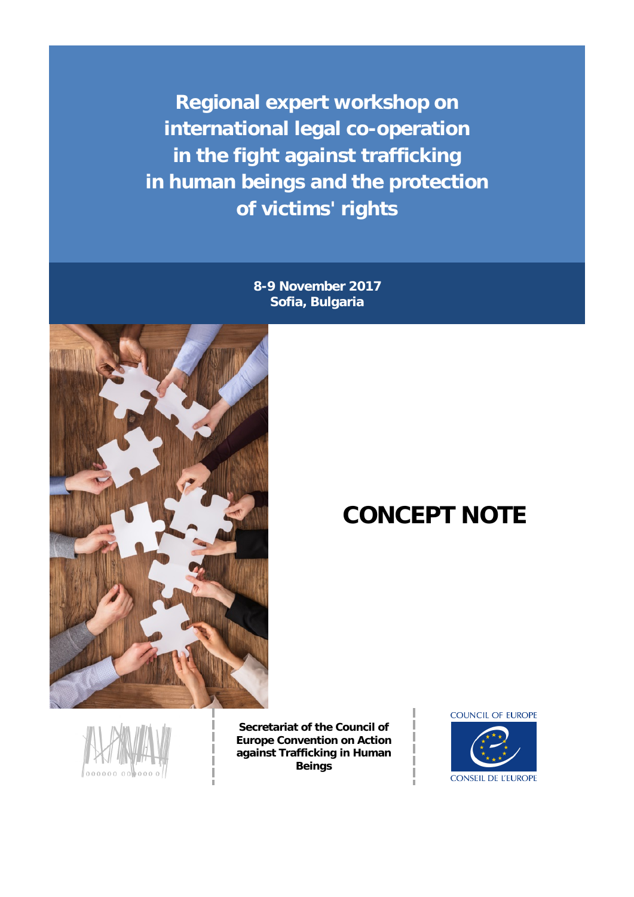# Regional expert workshop on international legal co-operation in the fight against trafficking in human beings and the protection of victims' rights

**8-9 November 2017**
**Sofia, Bulgaria**

# CONCEPT NOTE

**Secretariat of the Council of Europe Convention on Action against Trafficking in Human Beings**

COUNCIL OF EUROPE

CONSEIL DE L'EUROPE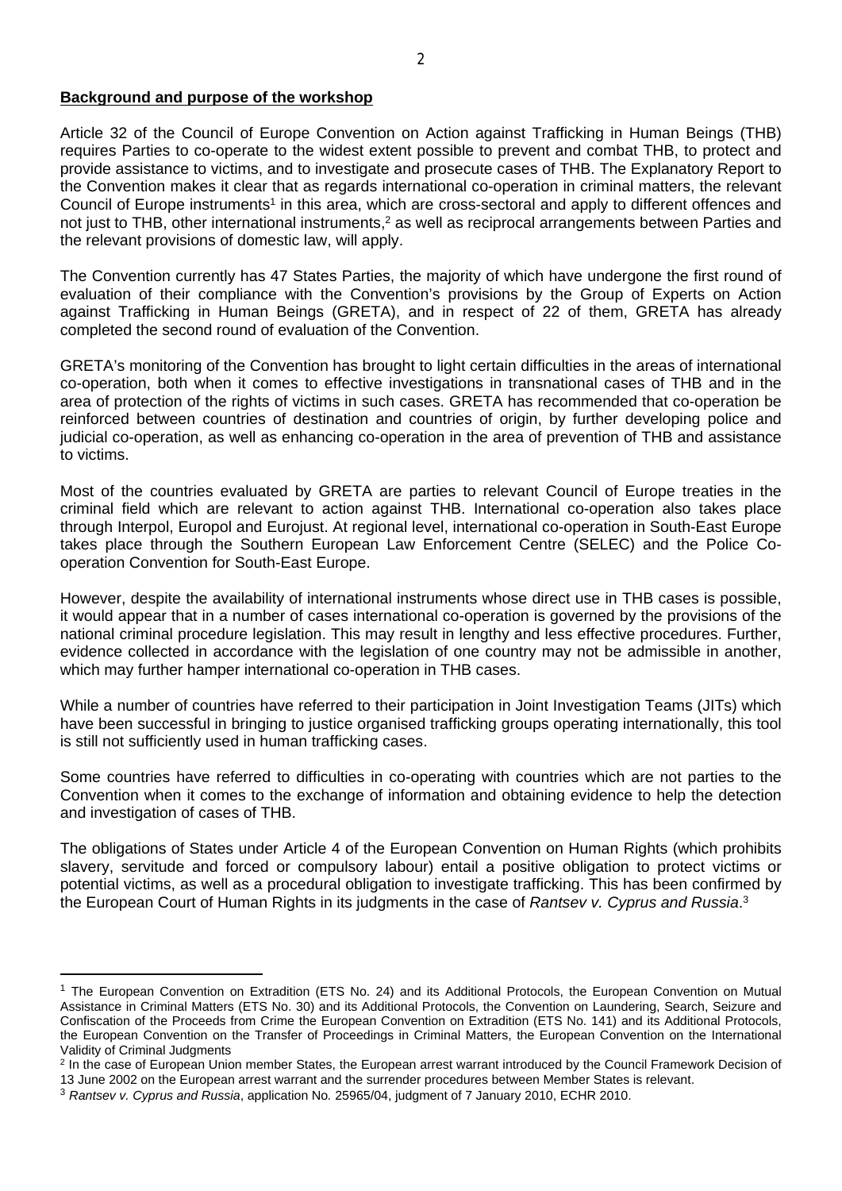**Background and purpose of the workshop**

Article 32 of the Council of Europe Convention on Action against Trafficking in Human Beings (THB) requires Parties to co-operate to the widest extent possible to prevent and combat THB, to protect and provide assistance to victims, and to investigate and prosecute cases of THB. The Explanatory Report to the Convention makes it clear that as regards international co-operation in criminal matters, the relevant Council of Europe instruments[1] in this area, which are cross-sectoral and apply to different offences and not just to THB, other international instruments,[2] as well as reciprocal arrangements between Parties and the relevant provisions of domestic law, will apply.

The Convention currently has 47 States Parties, the majority of which have undergone the first round of evaluation of their compliance with the Convention's provisions by the Group of Experts on Action against Trafficking in Human Beings (GRETA), and in respect of 22 of them, GRETA has already completed the second round of evaluation of the Convention.

GRETA's monitoring of the Convention has brought to light certain difficulties in the areas of international co-operation, both when it comes to effective investigations in transnational cases of THB and in the area of protection of the rights of victims in such cases. GRETA has recommended that co-operation be reinforced between countries of destination and countries of origin, by further developing police and judicial co-operation, as well as enhancing co-operation in the area of prevention of THB and assistance to victims.

Most of the countries evaluated by GRETA are parties to relevant Council of Europe treaties in the criminal field which are relevant to action against THB. International co-operation also takes place through Interpol, Europol and Eurojust. At regional level, international co-operation in South-East Europe takes place through the Southern European Law Enforcement Centre (SELEC) and the Police Co-operation Convention for South-East Europe.

However, despite the availability of international instruments whose direct use in THB cases is possible, it would appear that in a number of cases international co-operation is governed by the provisions of the national criminal procedure legislation. This may result in lengthy and less effective procedures. Further, evidence collected in accordance with the legislation of one country may not be admissible in another, which may further hamper international co-operation in THB cases.

While a number of countries have referred to their participation in Joint Investigation Teams (JITs) which have been successful in bringing to justice organised trafficking groups operating internationally, this tool is still not sufficiently used in human trafficking cases.

Some countries have referred to difficulties in co-operating with countries which are not parties to the Convention when it comes to the exchange of information and obtaining evidence to help the detection and investigation of cases of THB.

The obligations of States under Article 4 of the European Convention on Human Rights (which prohibits slavery, servitude and forced or compulsory labour) entail a positive obligation to protect victims or potential victims, as well as a procedural obligation to investigate trafficking. This has been confirmed by the European Court of Human Rights in its judgments in the case of *Rantsev v. Cyprus and Russia*.[3]

---

[1] The European Convention on Extradition (ETS No. 24) and its Additional Protocols, the European Convention on Mutual Assistance in Criminal Matters (ETS No. 30) and its Additional Protocols, the Convention on Laundering, Search, Seizure and Confiscation of the Proceeds from Crime the European Convention on Extradition (ETS No. 141) and its Additional Protocols, the European Convention on the Transfer of Proceedings in Criminal Matters, the European Convention on the International Validity of Criminal Judgments

[2] In the case of European Union member States, the European arrest warrant introduced by the Council Framework Decision of 13 June 2002 on the European arrest warrant and the surrender procedures between Member States is relevant.

[3] *Rantsev v. Cyprus and Russia*, application No. 25965/04, judgment of 7 January 2010, ECHR 2010.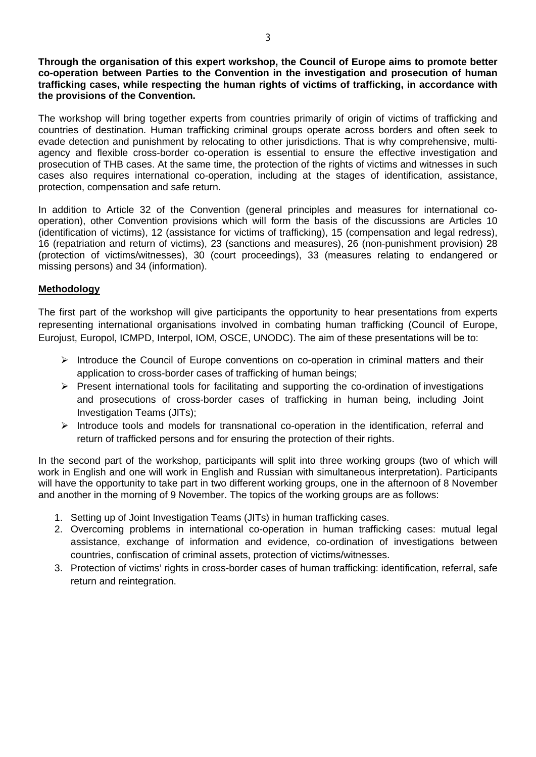**Through the organisation of this expert workshop, the Council of Europe aims to promote better co-operation between Parties to the Convention in the investigation and prosecution of human trafficking cases, while respecting the human rights of victims of trafficking, in accordance with the provisions of the Convention.**

The workshop will bring together experts from countries primarily of origin of victims of trafficking and countries of destination. Human trafficking criminal groups operate across borders and often seek to evade detection and punishment by relocating to other jurisdictions. That is why comprehensive, multi-agency and flexible cross-border co-operation is essential to ensure the effective investigation and prosecution of THB cases. At the same time, the protection of the rights of victims and witnesses in such cases also requires international co-operation, including at the stages of identification, assistance, protection, compensation and safe return.

In addition to Article 32 of the Convention (general principles and measures for international co-operation), other Convention provisions which will form the basis of the discussions are Articles 10 (identification of victims), 12 (assistance for victims of trafficking), 15 (compensation and legal redress), 16 (repatriation and return of victims), 23 (sanctions and measures), 26 (non-punishment provision) 28 (protection of victims/witnesses), 30 (court proceedings), 33 (measures relating to endangered or missing persons) and 34 (information).

## Methodology

The first part of the workshop will give participants the opportunity to hear presentations from experts representing international organisations involved in combating human trafficking (Council of Europe, Eurojust, Europol, ICMPD, Interpol, IOM, OSCE, UNODC). The aim of these presentations will be to:

- Introduce the Council of Europe conventions on co-operation in criminal matters and their application to cross-border cases of trafficking of human beings;
- Present international tools for facilitating and supporting the co-ordination of investigations and prosecutions of cross-border cases of trafficking in human being, including Joint Investigation Teams (JITs);
- Introduce tools and models for transnational co-operation in the identification, referral and return of trafficked persons and for ensuring the protection of their rights.

In the second part of the workshop, participants will split into three working groups (two of which will work in English and one will work in English and Russian with simultaneous interpretation). Participants will have the opportunity to take part in two different working groups, one in the afternoon of 8 November and another in the morning of 9 November. The topics of the working groups are as follows:

1. Setting up of Joint Investigation Teams (JITs) in human trafficking cases.
2. Overcoming problems in international co-operation in human trafficking cases: mutual legal assistance, exchange of information and evidence, co-ordination of investigations between countries, confiscation of criminal assets, protection of victims/witnesses.
3. Protection of victims' rights in cross-border cases of human trafficking: identification, referral, safe return and reintegration.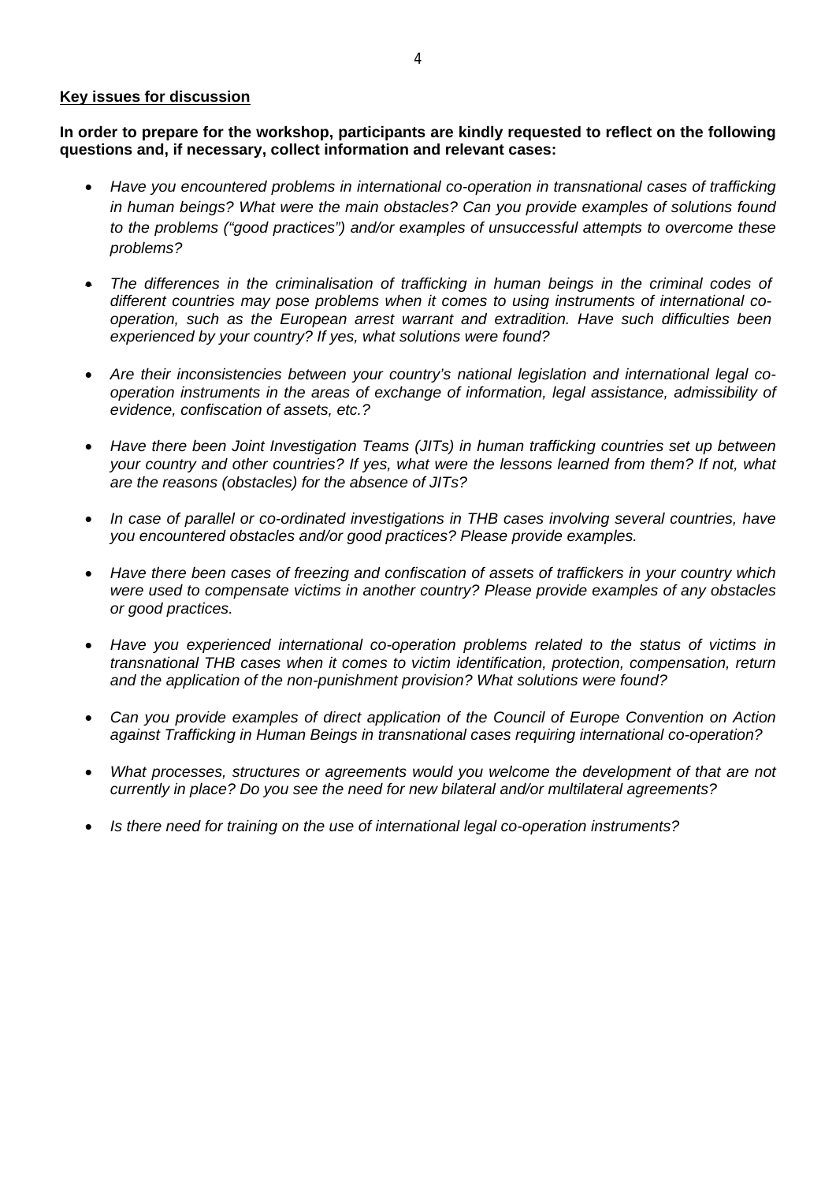**Key issues for discussion**

**In order to prepare for the workshop, participants are kindly requested to reflect on the following questions and, if necessary, collect information and relevant cases:**

- *Have you encountered problems in international co-operation in transnational cases of trafficking in human beings? What were the main obstacles? Can you provide examples of solutions found to the problems ("good practices") and/or examples of unsuccessful attempts to overcome these problems?*
- *The differences in the criminalisation of trafficking in human beings in the criminal codes of different countries may pose problems when it comes to using instruments of international co-operation, such as the European arrest warrant and extradition. Have such difficulties been experienced by your country? If yes, what solutions were found?*
- *Are their inconsistencies between your country's national legislation and international legal co-operation instruments in the areas of exchange of information, legal assistance, admissibility of evidence, confiscation of assets, etc.?*
- *Have there been Joint Investigation Teams (JITs) in human trafficking countries set up between your country and other countries? If yes, what were the lessons learned from them? If not, what are the reasons (obstacles) for the absence of JITs?*
- *In case of parallel or co-ordinated investigations in THB cases involving several countries, have you encountered obstacles and/or good practices? Please provide examples.*
- *Have there been cases of freezing and confiscation of assets of traffickers in your country which were used to compensate victims in another country? Please provide examples of any obstacles or good practices.*
- *Have you experienced international co-operation problems related to the status of victims in transnational THB cases when it comes to victim identification, protection, compensation, return and the application of the non-punishment provision? What solutions were found?*
- *Can you provide examples of direct application of the Council of Europe Convention on Action against Trafficking in Human Beings in transnational cases requiring international co-operation?*
- *What processes, structures or agreements would you welcome the development of that are not currently in place? Do you see the need for new bilateral and/or multilateral agreements?*
- *Is there need for training on the use of international legal co-operation instruments?*